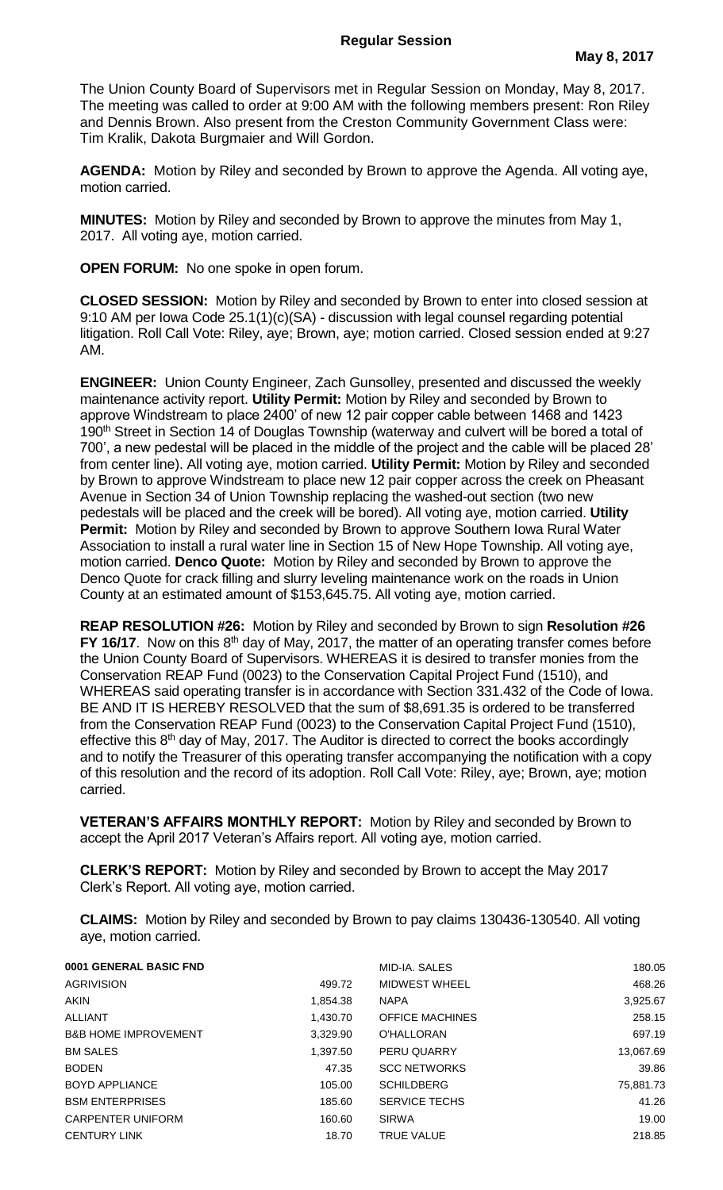# Regular Session

**May 8, 2017**

The Union County Board of Supervisors met in Regular Session on Monday, May 8, 2017. The meeting was called to order at 9:00 AM with the following members present: Ron Riley and Dennis Brown. Also present from the Creston Community Government Class were: Tim Kralik, Dakota Burgmaier and Will Gordon.

**AGENDA:** Motion by Riley and seconded by Brown to approve the Agenda. All voting aye, motion carried.

**MINUTES:** Motion by Riley and seconded by Brown to approve the minutes from May 1, 2017. All voting aye, motion carried.

**OPEN FORUM:** No one spoke in open forum.

**CLOSED SESSION:** Motion by Riley and seconded by Brown to enter into closed session at 9:10 AM per Iowa Code 25.1(1)(c)(SA) - discussion with legal counsel regarding potential litigation. Roll Call Vote: Riley, aye; Brown, aye; motion carried. Closed session ended at 9:27 AM.

**ENGINEER:** Union County Engineer, Zach Gunsolley, presented and discussed the weekly maintenance activity report. **Utility Permit:** Motion by Riley and seconded by Brown to approve Windstream to place 2400' of new 12 pair copper cable between 1468 and 1423 190th Street in Section 14 of Douglas Township (waterway and culvert will be bored a total of 700', a new pedestal will be placed in the middle of the project and the cable will be placed 28' from center line). All voting aye, motion carried. **Utility Permit:** Motion by Riley and seconded by Brown to approve Windstream to place new 12 pair copper across the creek on Pheasant Avenue in Section 34 of Union Township replacing the washed-out section (two new pedestals will be placed and the creek will be bored). All voting aye, motion carried. **Utility Permit:** Motion by Riley and seconded by Brown to approve Southern Iowa Rural Water Association to install a rural water line in Section 15 of New Hope Township. All voting aye, motion carried. **Denco Quote:** Motion by Riley and seconded by Brown to approve the Denco Quote for crack filling and slurry leveling maintenance work on the roads in Union County at an estimated amount of $153,645.75. All voting aye, motion carried.

**REAP RESOLUTION #26:** Motion by Riley and seconded by Brown to sign **Resolution #26 FY 16/17**. Now on this 8th day of May, 2017, the matter of an operating transfer comes before the Union County Board of Supervisors. WHEREAS it is desired to transfer monies from the Conservation REAP Fund (0023) to the Conservation Capital Project Fund (1510), and WHEREAS said operating transfer is in accordance with Section 331.432 of the Code of Iowa. BE AND IT IS HEREBY RESOLVED that the sum of $8,691.35 is ordered to be transferred from the Conservation REAP Fund (0023) to the Conservation Capital Project Fund (1510), effective this 8th day of May, 2017. The Auditor is directed to correct the books accordingly and to notify the Treasurer of this operating transfer accompanying the notification with a copy of this resolution and the record of its adoption. Roll Call Vote: Riley, aye; Brown, aye; motion carried.

**VETERAN'S AFFAIRS MONTHLY REPORT:** Motion by Riley and seconded by Brown to accept the April 2017 Veteran's Affairs report. All voting aye, motion carried.

**CLERK'S REPORT:** Motion by Riley and seconded by Brown to accept the May 2017 Clerk's Report. All voting aye, motion carried.

**CLAIMS:** Motion by Riley and seconded by Brown to pay claims 130436-130540. All voting aye, motion carried.

**0001 GENERAL BASIC FND**

| Vendor | Amount |
|---|---|
| AGRIVISION | 499.72 |
| AKIN | 1,854.38 |
| ALLIANT | 1,430.70 |
| B&B HOME IMPROVEMENT | 3,329.90 |
| BM SALES | 1,397.50 |
| BODEN | 47.35 |
| BOYD APPLIANCE | 105.00 |
| BSM ENTERPRISES | 185.60 |
| CARPENTER UNIFORM | 160.60 |
| CENTURY LINK | 18.70 |
| MID-IA. SALES | 180.05 |
| MIDWEST WHEEL | 468.26 |
| NAPA | 3,925.67 |
| OFFICE MACHINES | 258.15 |
| O'HALLORAN | 697.19 |
| PERU QUARRY | 13,067.69 |
| SCC NETWORKS | 39.86 |
| SCHILDBERG | 75,881.73 |
| SERVICE TECHS | 41.26 |
| SIRWA | 19.00 |
| TRUE VALUE | 218.85 |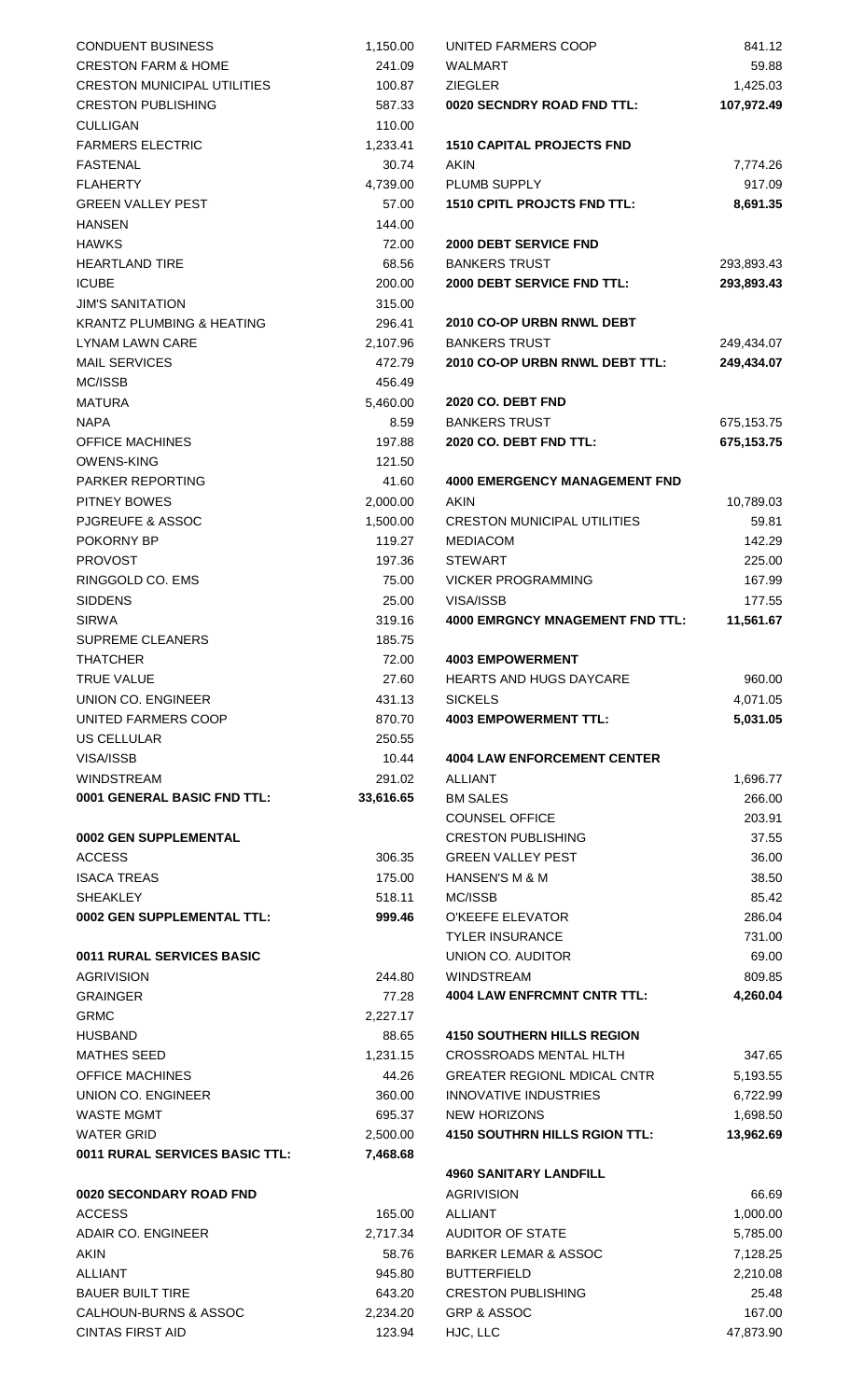| | |
|---|---|
| CONDUENT BUSINESS | 1,150.00 |
| CRESTON FARM & HOME | 241.09 |
| CRESTON MUNICIPAL UTILITIES | 100.87 |
| CRESTON PUBLISHING | 587.33 |
| CULLIGAN | 110.00 |
| FARMERS ELECTRIC | 1,233.41 |
| FASTENAL | 30.74 |
| FLAHERTY | 4,739.00 |
| GREEN VALLEY PEST | 57.00 |
| HANSEN | 144.00 |
| HAWKS | 72.00 |
| HEARTLAND TIRE | 68.56 |
| ICUBE | 200.00 |
| JIM'S SANITATION | 315.00 |
| KRANTZ PLUMBING & HEATING | 296.41 |
| LYNAM LAWN CARE | 2,107.96 |
| MAIL SERVICES | 472.79 |
| MC/ISSB | 456.49 |
| MATURA | 5,460.00 |
| NAPA | 8.59 |
| OFFICE MACHINES | 197.88 |
| OWENS-KING | 121.50 |
| PARKER REPORTING | 41.60 |
| PITNEY BOWES | 2,000.00 |
| PJGREUFE & ASSOC | 1,500.00 |
| POKORNY BP | 119.27 |
| PROVOST | 197.36 |
| RINGGOLD CO. EMS | 75.00 |
| SIDDENS | 25.00 |
| SIRWA | 319.16 |
| SUPREME CLEANERS | 185.75 |
| THATCHER | 72.00 |
| TRUE VALUE | 27.60 |
| UNION CO. ENGINEER | 431.13 |
| UNITED FARMERS COOP | 870.70 |
| US CELLULAR | 250.55 |
| VISA/ISSB | 10.44 |
| WINDSTREAM | 291.02 |
| **0001 GENERAL BASIC FND TTL:** | **33,616.65** |

**0002 GEN SUPPLEMENTAL**

| | |
|---|---|
| ACCESS | 306.35 |
| ISACA TREAS | 175.00 |
| SHEAKLEY | 518.11 |
| **0002 GEN SUPPLEMENTAL TTL:** | **999.46** |

**0011 RURAL SERVICES BASIC**

| | |
|---|---|
| AGRIVISION | 244.80 |
| GRAINGER | 77.28 |
| GRMC | 2,227.17 |
| HUSBAND | 88.65 |
| MATHES SEED | 1,231.15 |
| OFFICE MACHINES | 44.26 |
| UNION CO. ENGINEER | 360.00 |
| WASTE MGMT | 695.37 |
| WATER GRID | 2,500.00 |
| **0011 RURAL SERVICES BASIC TTL:** | **7,468.68** |

**0020 SECONDARY ROAD FND**

| | |
|---|---|
| ACCESS | 165.00 |
| ADAIR CO. ENGINEER | 2,717.34 |
| AKIN | 58.76 |
| ALLIANT | 945.80 |
| BAUER BUILT TIRE | 643.20 |
| CALHOUN-BURNS & ASSOC | 2,234.20 |
| CINTAS FIRST AID | 123.94 |
| UNITED FARMERS COOP | 841.12 |
| WALMART | 59.88 |
| ZIEGLER | 1,425.03 |
| **0020 SECNDRY ROAD FND TTL:** | **107,972.49** |

**1510 CAPITAL PROJECTS FND**

| | |
|---|---|
| AKIN | 7,774.26 |
| PLUMB SUPPLY | 917.09 |
| **1510 CPITL PROJCTS FND TTL:** | **8,691.35** |

**2000 DEBT SERVICE FND**

| | |
|---|---|
| BANKERS TRUST | 293,893.43 |
| **2000 DEBT SERVICE FND TTL:** | **293,893.43** |

**2010 CO-OP URBN RNWL DEBT**

| | |
|---|---|
| BANKERS TRUST | 249,434.07 |
| **2010 CO-OP URBN RNWL DEBT TTL:** | **249,434.07** |

**2020 CO. DEBT FND**

| | |
|---|---|
| BANKERS TRUST | 675,153.75 |
| **2020 CO. DEBT FND TTL:** | **675,153.75** |

**4000 EMERGENCY MANAGEMENT FND**

| | |
|---|---|
| AKIN | 10,789.03 |
| CRESTON MUNICIPAL UTILITIES | 59.81 |
| MEDIACOM | 142.29 |
| STEWART | 225.00 |
| VICKER PROGRAMMING | 167.99 |
| VISA/ISSB | 177.55 |
| **4000 EMRGNCY MNAGEMENT FND TTL:** | **11,561.67** |

**4003 EMPOWERMENT**

| | |
|---|---|
| HEARTS AND HUGS DAYCARE | 960.00 |
| SICKELS | 4,071.05 |
| **4003 EMPOWERMENT TTL:** | **5,031.05** |

**4004 LAW ENFORCEMENT CENTER**

| | |
|---|---|
| ALLIANT | 1,696.77 |
| BM SALES | 266.00 |
| COUNSEL OFFICE | 203.91 |
| CRESTON PUBLISHING | 37.55 |
| GREEN VALLEY PEST | 36.00 |
| HANSEN'S M & M | 38.50 |
| MC/ISSB | 85.42 |
| O'KEEFE ELEVATOR | 286.04 |
| TYLER INSURANCE | 731.00 |
| UNION CO. AUDITOR | 69.00 |
| WINDSTREAM | 809.85 |
| **4004 LAW ENFRCMNT CNTR TTL:** | **4,260.04** |

**4150 SOUTHERN HILLS REGION**

| | |
|---|---|
| CROSSROADS MENTAL HLTH | 347.65 |
| GREATER REGIONL MDICAL CNTR | 5,193.55 |
| INNOVATIVE INDUSTRIES | 6,722.99 |
| NEW HORIZONS | 1,698.50 |
| **4150 SOUTHRN HILLS RGION TTL:** | **13,962.69** |

**4960 SANITARY LANDFILL**

| | |
|---|---|
| AGRIVISION | 66.69 |
| ALLIANT | 1,000.00 |
| AUDITOR OF STATE | 5,785.00 |
| BARKER LEMAR & ASSOC | 7,128.25 |
| BUTTERFIELD | 2,210.08 |
| CRESTON PUBLISHING | 25.48 |
| GRP & ASSOC | 167.00 |
| HJC, LLC | 47,873.90 |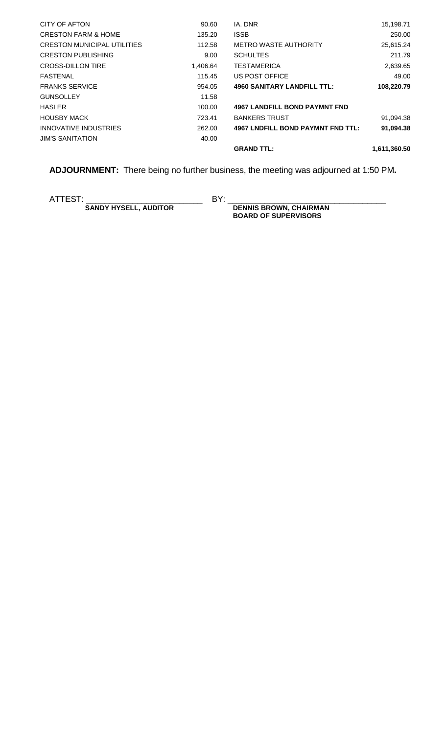| | |
|---|---|
| CITY OF AFTON | 90.60 |
| CRESTON FARM & HOME | 135.20 |
| CRESTON MUNICIPAL UTILITIES | 112.58 |
| CRESTON PUBLISHING | 9.00 |
| CROSS-DILLON TIRE | 1,406.64 |
| FASTENAL | 115.45 |
| FRANKS SERVICE | 954.05 |
| GUNSOLLEY | 11.58 |
| HASLER | 100.00 |
| HOUSBY MACK | 723.41 |
| INNOVATIVE INDUSTRIES | 262.00 |
| JIM'S SANITATION | 40.00 |
| IA. DNR | 15,198.71 |
| ISSB | 250.00 |
| METRO WASTE AUTHORITY | 25,615.24 |
| SCHULTES | 211.79 |
| TESTAMERICA | 2,639.65 |
| US POST OFFICE | 49.00 |
| **4960 SANITARY LANDFILL TTL:** | **108,220.79** |
| **4967 LANDFILL BOND PAYMNT FND** | |
| BANKERS TRUST | 91,094.38 |
| **4967 LNDFILL BOND PAYMNT FND TTL:** | **91,094.38** |
| **GRAND TTL:** | **1,611,360.50** |

**ADJOURNMENT:** There being no further business, the meeting was adjourned at 1:50 PM**.**

ATTEST: ___________________________ BY: ___________________________________

**SANDY HYSELL, AUDITOR**

**DENNIS BROWN, CHAIRMAN**
**BOARD OF SUPERVISORS**